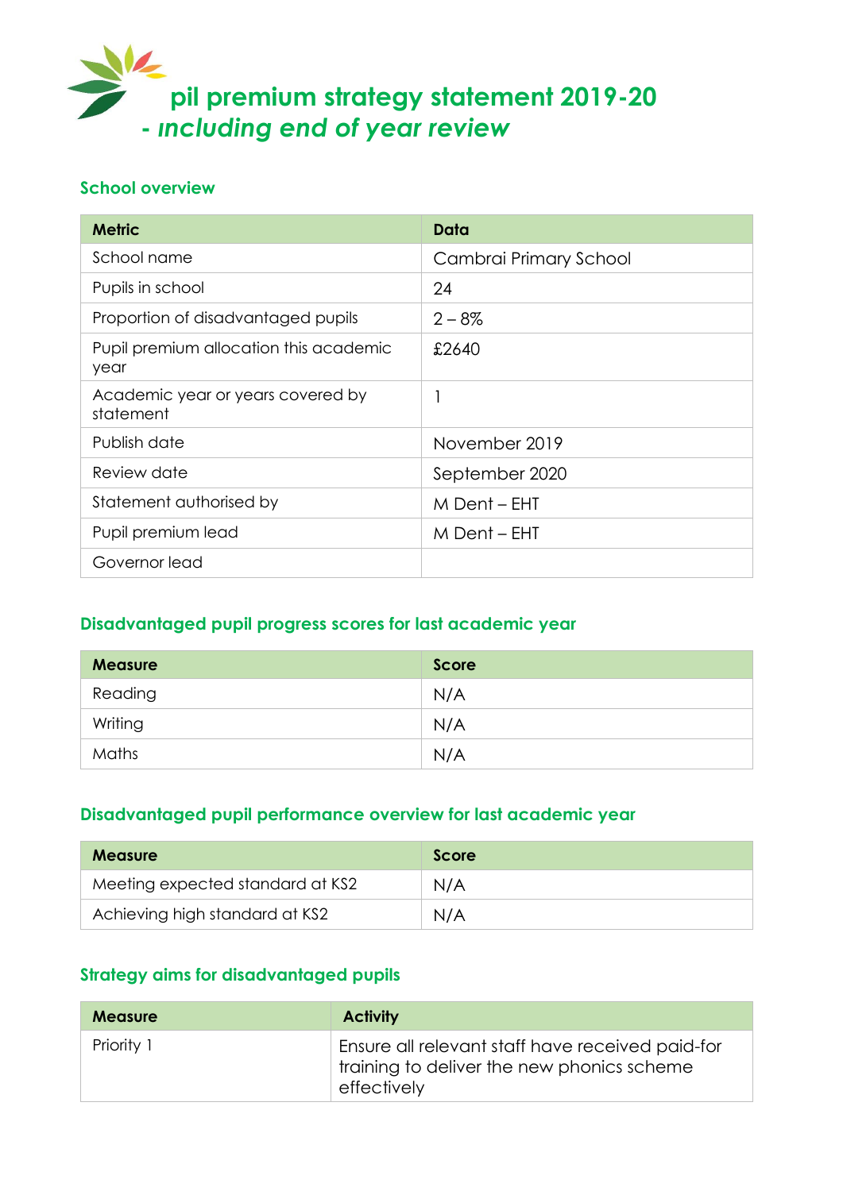# pil premium strategy statement 2019-20
## *- including end of year review*

### School overview

| Metric | Data |
|---|---|
| School name | Cambrai Primary School |
| Pupils in school | 24 |
| Proportion of disadvantaged pupils | 2 – 8% |
| Pupil premium allocation this academic year | £2640 |
| Academic year or years covered by statement | 1 |
| Publish date | November 2019 |
| Review date | September 2020 |
| Statement authorised by | M Dent – EHT |
| Pupil premium lead | M Dent – EHT |
| Governor lead | |

### Disadvantaged pupil progress scores for last academic year

| Measure | Score |
|---|---|
| Reading | N/A |
| Writing | N/A |
| Maths | N/A |

### Disadvantaged pupil performance overview for last academic year

| Measure | Score |
|---|---|
| Meeting expected standard at KS2 | N/A |
| Achieving high standard at KS2 | N/A |

### Strategy aims for disadvantaged pupils

| Measure | Activity |
|---|---|
| Priority 1 | Ensure all relevant staff have received paid-for training to deliver the new phonics scheme effectively |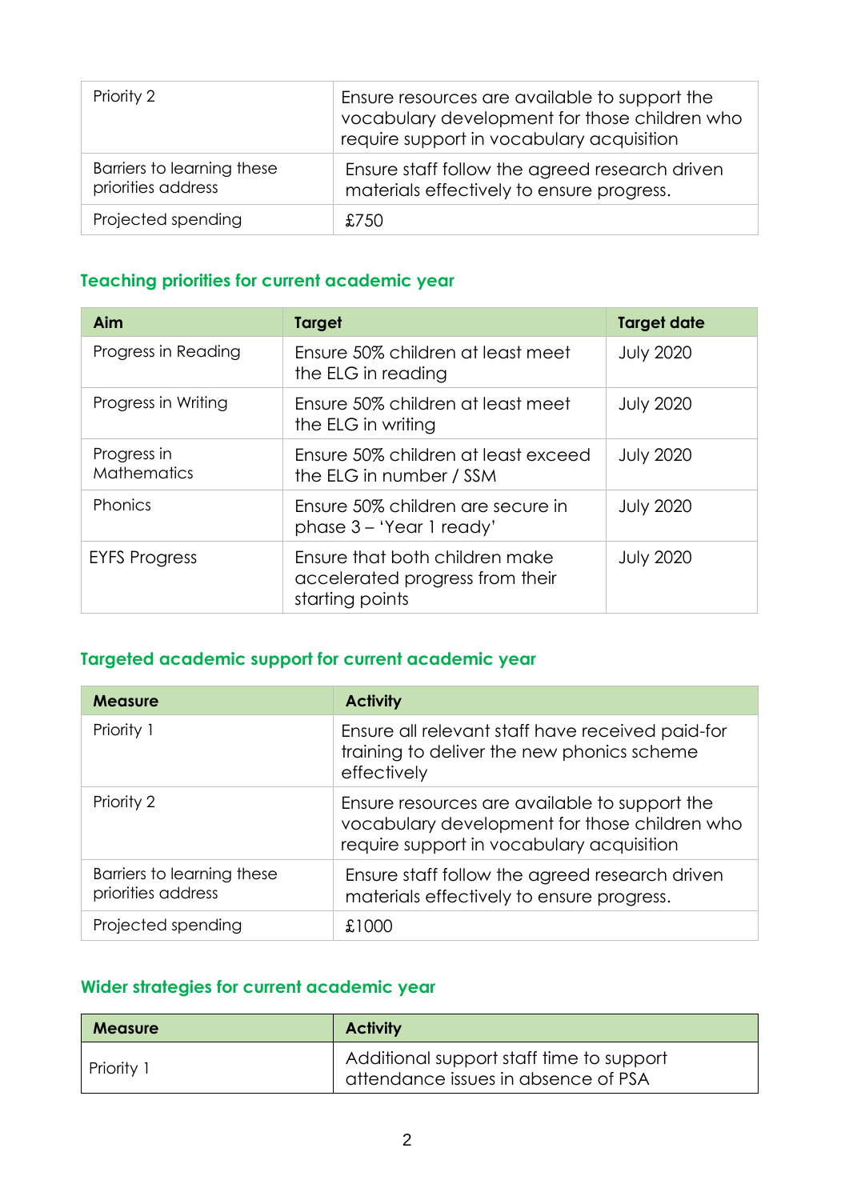| | |
|---|---|
| Priority 2 | Ensure resources are available to support the vocabulary development for those children who require support in vocabulary acquisition |
| Barriers to learning these priorities address | Ensure staff follow the agreed research driven materials effectively to ensure progress. |
| Projected spending | £750 |

## Teaching priorities for current academic year

| Aim | Target | Target date |
|---|---|---|
| Progress in Reading | Ensure 50% children at least meet the ELG in reading | July 2020 |
| Progress in Writing | Ensure 50% children at least meet the ELG in writing | July 2020 |
| Progress in Mathematics | Ensure 50% children at least exceed the ELG in number / SSM | July 2020 |
| Phonics | Ensure 50% children are secure in phase 3 – 'Year 1 ready' | July 2020 |
| EYFS Progress | Ensure that both children make accelerated progress from their starting points | July 2020 |

## Targeted academic support for current academic year

| Measure | Activity |
|---|---|
| Priority 1 | Ensure all relevant staff have received paid-for training to deliver the new phonics scheme effectively |
| Priority 2 | Ensure resources are available to support the vocabulary development for those children who require support in vocabulary acquisition |
| Barriers to learning these priorities address | Ensure staff follow the agreed research driven materials effectively to ensure progress. |
| Projected spending | £1000 |

## Wider strategies for current academic year

| Measure | Activity |
|---|---|
| Priority 1 | Additional support staff time to support attendance issues in absence of PSA |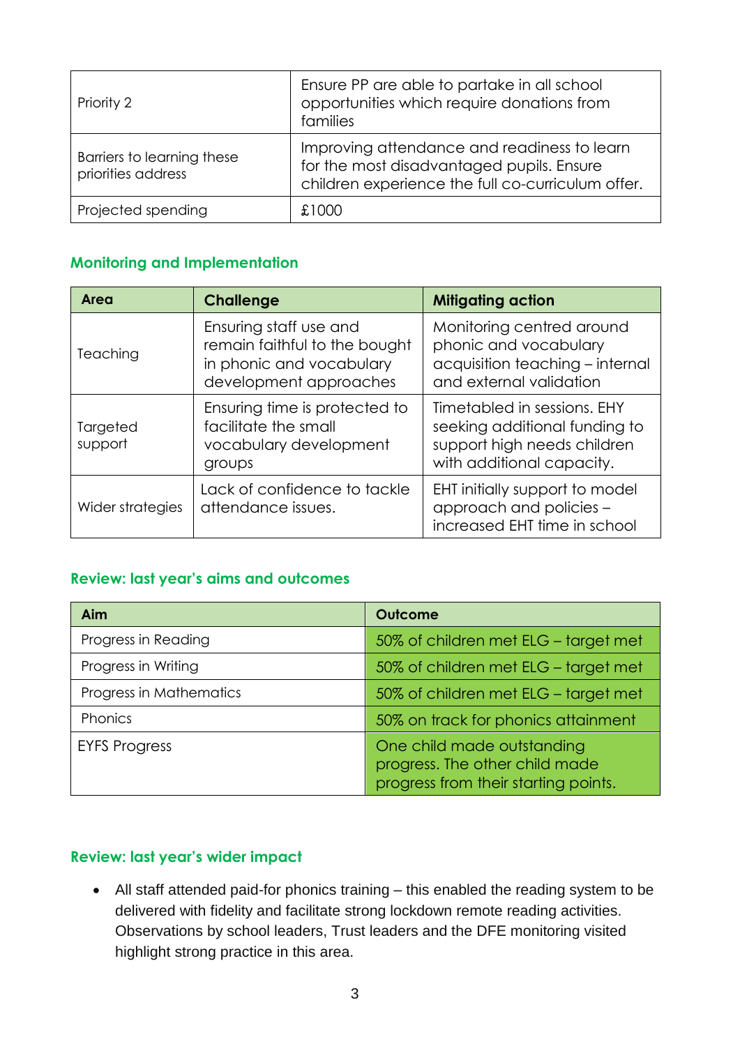| Priority 2 | Ensure PP are able to partake in all school opportunities which require donations from families |
|---|---|
| Barriers to learning these priorities address | Improving attendance and readiness to learn for the most disadvantaged pupils. Ensure children experience the full co-curriculum offer. |
| Projected spending | £1000 |

## Monitoring and Implementation

| Area | Challenge | Mitigating action |
|---|---|---|
| Teaching | Ensuring staff use and remain faithful to the bought in phonic and vocabulary development approaches | Monitoring centred around phonic and vocabulary acquisition teaching – internal and external validation |
| Targeted support | Ensuring time is protected to facilitate the small vocabulary development groups | Timetabled in sessions. EHY seeking additional funding to support high needs children with additional capacity. |
| Wider strategies | Lack of confidence to tackle attendance issues. | EHT initially support to model approach and policies – increased EHT time in school |

## Review: last year's aims and outcomes

| Aim | Outcome |
|---|---|
| Progress in Reading | 50% of children met ELG – target met |
| Progress in Writing | 50% of children met ELG – target met |
| Progress in Mathematics | 50% of children met ELG – target met |
| Phonics | 50% on track for phonics attainment |
| EYFS Progress | One child made outstanding progress. The other child made progress from their starting points. |

## Review: last year's wider impact

- All staff attended paid-for phonics training – this enabled the reading system to be delivered with fidelity and facilitate strong lockdown remote reading activities. Observations by school leaders, Trust leaders and the DFE monitoring visited highlight strong practice in this area.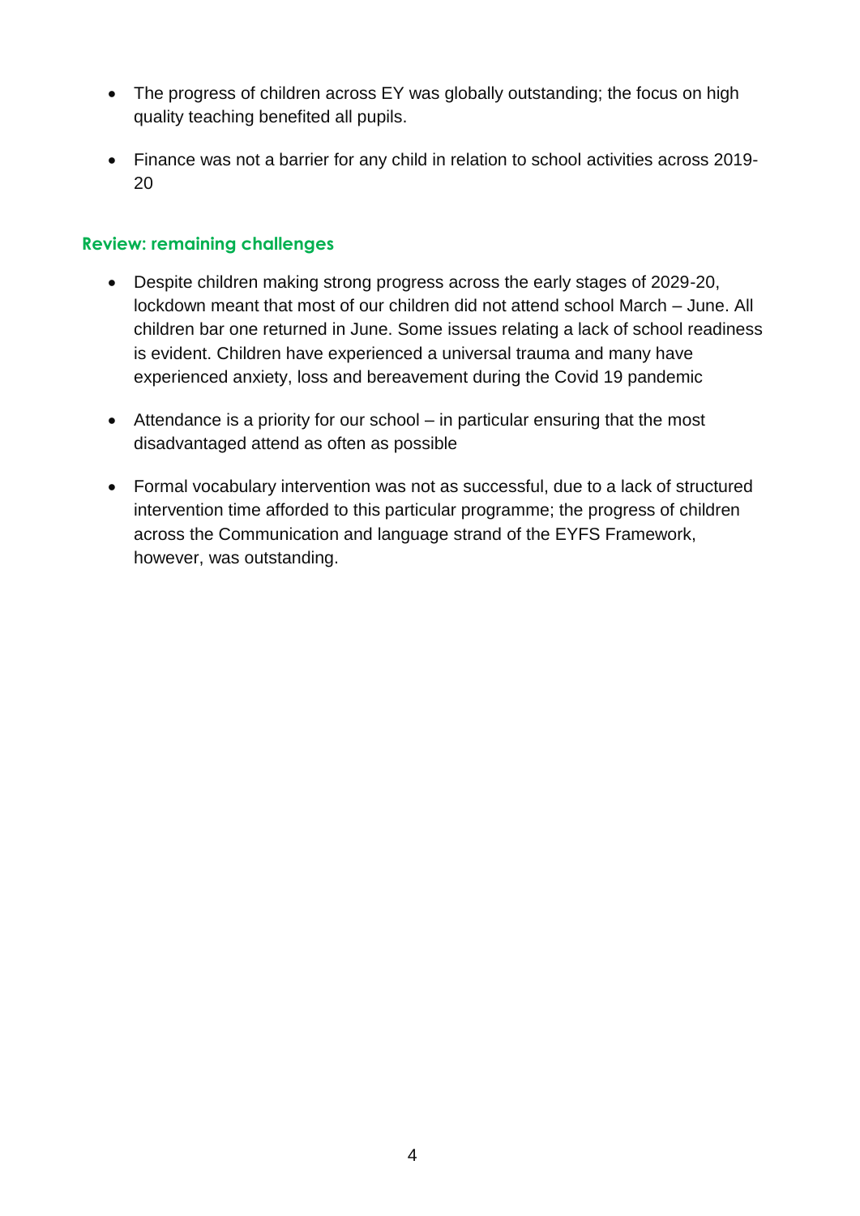- The progress of children across EY was globally outstanding; the focus on high quality teaching benefited all pupils.

- Finance was not a barrier for any child in relation to school activities across 2019-20

### Review: remaining challenges

- Despite children making strong progress across the early stages of 2029-20, lockdown meant that most of our children did not attend school March – June. All children bar one returned in June. Some issues relating a lack of school readiness is evident. Children have experienced a universal trauma and many have experienced anxiety, loss and bereavement during the Covid 19 pandemic

- Attendance is a priority for our school – in particular ensuring that the most disadvantaged attend as often as possible

- Formal vocabulary intervention was not as successful, due to a lack of structured intervention time afforded to this particular programme; the progress of children across the Communication and language strand of the EYFS Framework, however, was outstanding.